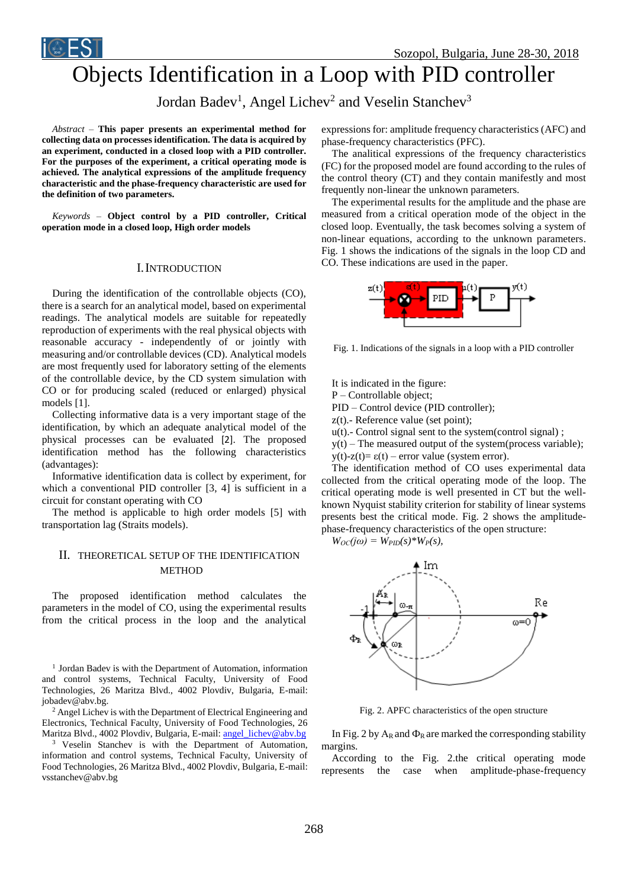# Objects Identification in a Loop with PID controller

Jordan Badev[1], Angel Lichev[2] and Veselin Stanchev[3]

*Abstract* – **This paper presents an experimental method for collecting data on processes identification. The data is acquired by an experiment, conducted in a closed loop with a PID controller. For the purposes of the experiment, a critical operating mode is achieved. The analytical expressions of the amplitude frequency characteristic and the phase-frequency characteristic are used for the definition of two parameters.**

*Keywords* – **Object control by a PID controller, Critical operation mode in a closed loop, High order models**

## I. Introduction

During the identification of the controllable objects (CO), there is a search for an analytical model, based on experimental readings. The analytical models are suitable for repeatedly reproduction of experiments with the real physical objects with reasonable accuracy - independently of or jointly with measuring and/or controllable devices (CD). Analytical models are most frequently used for laboratory setting of the elements of the controllable device, by the CD system simulation with CO or for producing scaled (reduced or enlarged) physical models [1].

Collecting informative data is a very important stage of the identification, by which an adequate analytical model of the physical processes can be evaluated [2]. The proposed identification method has the following characteristics (advantages):

Informative identification data is collect by experiment, for which a conventional PID controller [3, 4] is sufficient in a circuit for constant operating with CO

The method is applicable to high order models [5] with transportation lag (Straits models).

## II. Theoretical Setup of the Identification Method

The proposed identification method calculates the parameters in the model of CO, using the experimental results from the critical process in the loop and the analytical expressions for: amplitude frequency characteristics (AFC) and phase-frequency characteristics (PFC).

The analitical expressions of the frequency characteristics (FC) for the proposed model are found according to the rules of the control theory (CT) and they contain manifestly and most frequently non-linear the unknown parameters.

The experimental results for the amplitude and the phase are measured from a critical operation mode of the object in the closed loop. Eventually, the task becomes solving a system of non-linear equations, according to the unknown parameters. Fig. 1 shows the indications of the signals in the loop CD and CO. These indications are used in the paper.

Fig. 1. Indications of the signals in a loop with a PID controller

It is indicated in the figure:
P – Controllable object;
PID – Control device (PID controller);
z(t).- Reference value (set point);
u(t).- Control signal sent to the system(control signal) ;
y(t) – The measured output of the system(process variable);
y(t)-z(t)= ε(t) – error value (system error).

The identification method of CO uses experimental data collected from the critical operating mode of the loop. The critical operating mode is well presented in CT but the well-known Nyquist stability criterion for stability of linear systems presents best the critical mode. Fig. 2 shows the amplitude-phase-frequency characteristics of the open structure:

$W_{OC}(j\omega) = W_{PID}(s)*W_P(s)$,

Fig. 2. APFC characteristics of the open structure

In Fig. 2 by $A_R$ and $\Phi_R$ are marked the corresponding stability margins.

According to the Fig. 2.the critical operating mode represents the case when amplitude-phase-frequency

---

[1] Jordan Badev is with the Department of Automation, information and control systems, Technical Faculty, University of Food Technologies, 26 Maritza Blvd., 4002 Plovdiv, Bulgaria, E-mail: jobadev@abv.bg.

[2] Angel Lichev is with the Department of Electrical Engineering and Electronics, Technical Faculty, University of Food Technologies, 26 Maritza Blvd., 4002 Plovdiv, Bulgaria, E-mail: angel_lichev@abv.bg

[3] Veselin Stanchev is with the Department of Automation, information and control systems, Technical Faculty, University of Food Technologies, 26 Maritza Blvd., 4002 Plovdiv, Bulgaria, E-mail: vsstanchev@abv.bg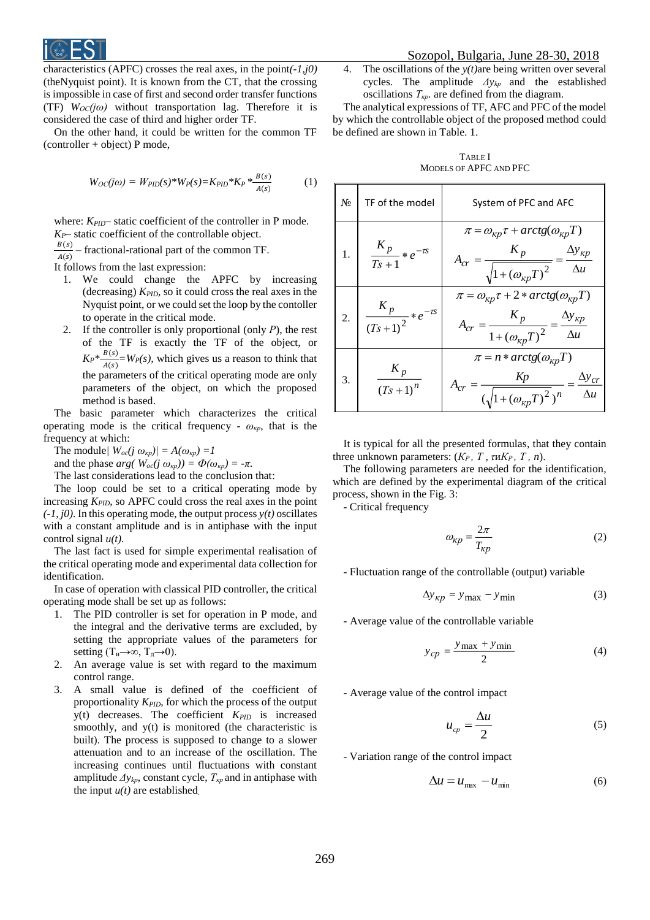characteristics (APFC) crosses the real axes, in the point $(-1, j0)$ (theNyquist point). It is known from the CT, that the crossing is impossible in case of first and second order transfer functions (TF) $W_{OC}(j\omega)$ without transportation lag. Therefore it is considered the case of third and higher order TF.

On the other hand, it could be written for the common TF (controller + object) P mode,

$$W_{OC}(j\omega) = W_{PID}(s)*W_P(s)=K_{PID}*K_P*\frac{B(s)}{A(s)} \qquad (1)$$

where: $K_{PID}$– static coefficient of the controller in P mode.
$K_P$– static coefficient of the controllable object.
$\frac{B(s)}{A(s)}$ – fractional-rational part of the common TF.
It follows from the last expression:

1. We could change the APFC by increasing (decreasing) $K_{PID}$, so it could cross the real axes in the Nyquist point, or we could set the loop by the contoller to operate in the critical mode.
2. If the controller is only proportional (only $P$), the rest of the TF is exactly the TF of the object, or $K_P*\frac{B(s)}{A(s)}=W_P(s)$, which gives us a reason to think that the parameters of the critical operating mode are only parameters of the object, on which the proposed method is based.

The basic parameter which characterizes the critical operating mode is the critical frequency - $\omega_{кр}$, that is the frequency at which:

The module| $W_{oc}(j\,\omega_{кр})| = A(\omega_{кр}) = 1$

and the phase $arg(W_{oc}(j\,\omega_{кр})) = \Phi(\omega_{кр}) = -\pi$.

The last considerations lead to the conclusion that:

The loop could be set to a critical operating mode by increasing $K_{PID}$, so APFC could cross the real axes in the point $(-1, j0)$. In this operating mode, the output process $y(t)$ oscillates with a constant amplitude and is in antiphase with the input control signal $u(t)$.

The last fact is used for simple experimental realisation of the critical operating mode and experimental data collection for identification.

In case of operation with classical PID controller, the critical operating mode shall be set up as follows:

1. The PID controller is set for operation in P mode, and the integral and the derivative terms are excluded, by setting the appropriate values of the parameters for setting ($T_и\to\infty$, $T_д\to 0$).
2. An average value is set with regard to the maximum control range.
3. A small value is defined of the coefficient of proportionality $K_{PID}$, for which the process of the output y(t) decreases. The coefficient $K_{PID}$ is increased smoothly, and y(t) is monitored (the characteristic is built). The process is supposed to change to a slower attenuation and to an increase of the oscillation. The increasing continues until fluctuations with constant amplitude $\Delta y_{kp}$, constant cycle, $T_{кр}$ and in antiphase with the input $u(t)$ are established.
4. The oscillations of the $y(t)$are being written over several cycles. The amplitude $\Delta y_{kp}$ and the established oscillations $T_{кр}$. are defined from the diagram.

The analytical expressions of TF, AFC and PFC of the model by which the controllable object of the proposed method could be defined are shown in Table. 1.

TABLE I
MODELS OF APFC AND PFC

| № | TF of the model | System of PFC and AFC |
|---|---|---|
| 1. | $\frac{K_p}{Ts+1}*e^{-\tau s}$ | $\pi = \omega_{кр}\tau + arctg(\omega_{кр}T)$ <br> $A_{cr} = \frac{K_p}{\sqrt{1+(\omega_{кр}T)^2}} = \frac{\Delta y_{кр}}{\Delta u}$ |
| 2. | $\frac{K_p}{(Ts+1)^2}*e^{-\tau s}$ | $\pi = \omega_{кр}\tau + 2*arctg(\omega_{кр}T)$ <br> $A_{cr} = \frac{K_p}{1+(\omega_{кр}T)^2} = \frac{\Delta y_{кр}}{\Delta u}$ |
| 3. | $\frac{K_p}{(Ts+1)^n}$ | $\pi = n*arctg(\omega_{кр}T)$ <br> $A_{cr} = \frac{Kp}{(\sqrt{1+(\omega_{кр}T)^2})^n} = \frac{\Delta y_{cr}}{\Delta u}$ |

It is typical for all the presented formulas, that they contain three unknown parameters: ($K_P$, $T$, $\tau$и$K_P$, $T$, $n$).

The following parameters are needed for the identification, which are defined by the experimental diagram of the critical process, shown in the Fig. 3:

- Critical frequency

$$\omega_{кр} = \frac{2\pi}{T_{кр}} \qquad (2)$$

- Fluctuation range of the controllable (output) variable

$$\Delta y_{кр} = y_{\max} - y_{\min} \qquad (3)$$

- Average value of the controllable variable

$$y_{cp} = \frac{y_{\max} + y_{\min}}{2} \qquad (4)$$

- Average value of the control impact

$$u_{cp} = \frac{\Delta u}{2} \qquad (5)$$

- Variation range of the control impact

$$\Delta u = u_{\max} - u_{\min} \qquad (6)$$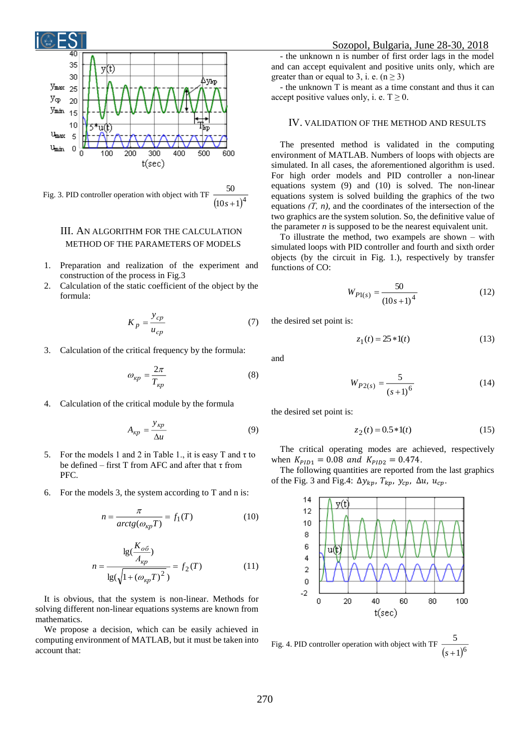Fig. 3. PID controller operation with object with TF $\frac{50}{(10s+1)^4}$

## III. An algorithm for the calculation method of the parameters of models

1. Preparation and realization of the experiment and construction of the process in Fig.3
2. Calculation of the static coefficient of the object by the formula:

$$K_p = \frac{y_{cp}}{u_{cp}} \tag{7}$$

3. Calculation of the critical frequency by the formula:

$$\omega_{\kappa p} = \frac{2\pi}{T_{\kappa p}} \tag{8}$$

4. Calculation of the critical module by the formula

$$A_{\kappa p} = \frac{y_{\kappa p}}{\Delta u} \tag{9}$$

5. For the models 1 and 2 in Table 1., it is easy T and τ to be defined – first T from AFC and after that τ from PFC.
6. For the models 3, the system according to T and n is:

$$n = \frac{\pi}{arctg(\omega_{\kappa p} T)} = f_1(T) \tag{10}$$

$$n = \frac{\lg(\frac{K_{o\delta}}{A_{\kappa p}})}{\lg(\sqrt{1+(\omega_{\kappa p} T)^2})} = f_2(T) \tag{11}$$

It is obvious, that the system is non-linear. Methods for solving different non-linear equations systems are known from mathematics.

We propose a decision, which can be easily achieved in computing environment of MATLAB, but it must be taken into account that:

- the unknown n is number of first order lags in the model and can accept equivalent and positive units only, which are greater than or equal to 3, i. e. (n ≥ 3)
- the unknown T is meant as a time constant and thus it can accept positive values only, i. e. T ≥ 0.

## IV. Validation of the method and results

The presented method is validated in the computing environment of MATLAB. Numbers of loops with objects are simulated. In all cases, the aforementioned algorithm is used. For high order models and PID controller a non-linear equations system (9) and (10) is solved. The non-linear equations system is solved building the graphics of the two equations *(T, n)*, and the coordinates of the intersection of the two graphics are the system solution. So, the definitive value of the parameter *n* is supposed to be the nearest equivalent unit.

To illustrate the method, two exampels are shown – with simulated loops with PID controller and fourth and sixth order objects (by the circuit in Fig. 1.), respectively by transfer functions of CO:

$$W_{P1(s)} = \frac{50}{(10s+1)^4} \tag{12}$$

the desired set point is:

$$z_1(t) = 25 * 1(t) \tag{13}$$

and

$$W_{P2(s)} = \frac{5}{(s+1)^6} \tag{14}$$

the desired set point is:

$$z_2(t) = 0.5 * 1(t) \tag{15}$$

The critical operating modes are achieved, respectively when $K_{PID1} = 0.08$ *and* $K_{PID2} = 0.474$.

The following quantities are reported from the last graphics of the Fig. 3 and Fig.4: $\Delta y_{kp}$, $T_{kp}$, $y_{cp}$, $\Delta u$, $u_{cp}$.

Fig. 4. PID controller operation with object with TF $\frac{5}{(s+1)^6}$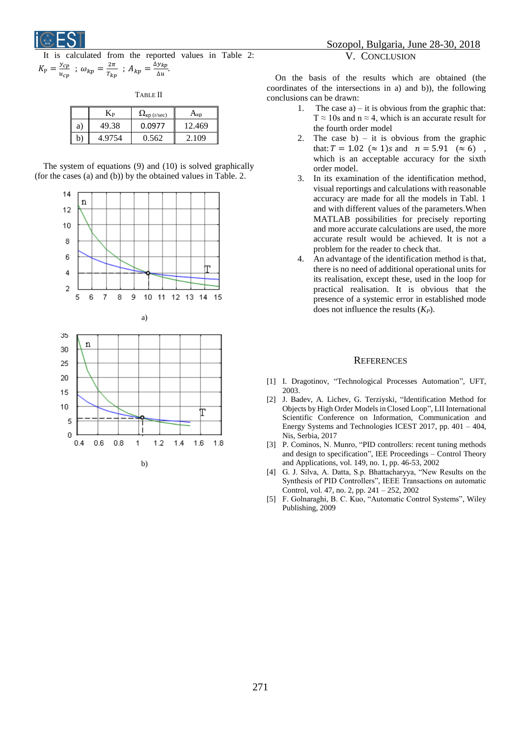It is calculated from the reported values in Table 2: $K_P = \frac{y_{cp}}{u_{cp}}$ ; $\omega_{kp} = \frac{2\pi}{T_{kp}}$ ; $A_{kp} = \frac{\Delta y_{kp}}{\Delta u}$.

TABLE II

| | $K_P$ | $\Omega_{kp\ (r/sec)}$ | $A_{kp}$ |
|---|---|---|---|
| a) | 49.38 | 0.0977 | 12.469 |
| b) | 4.9754 | 0.562 | 2.109 |

The system of equations (9) and (10) is solved graphically (for the cases (a) and (b)) by the obtained values in Table. 2.

14
12
10
8
6
4
2
n
T
5 6 7 8 9 10 11 12 13 14 15

a)

35
30
25
20
15
10
5
0
n
T
0.4 0.6 0.8 1 1.2 1.4 1.6 1.8

b)

## V. CONCLUSION

On the basis of the results which are obtained (the coordinates of the intersections in a) and b)), the following conclusions can be drawn:

1. The case a) – it is obvious from the graphic that: T ≈ 10s and n ≈ 4, which is an accurate result for the fourth order model
2. The case b) – it is obvious from the graphic that: $T = 1.02\ (\approx 1)s$ and $n = 5.91\ (\approx 6)$ , which is an acceptable accuracy for the sixth order model.
3. In its examination of the identification method, visual reportings and calculations with reasonable accuracy are made for all the models in Tabl. 1 and with different values of the parameters.When MATLAB possibilities for precisely reporting and more accurate calculations are used, the more accurate result would be achieved. It is not a problem for the reader to check that.
4. An advantage of the identification method is that, there is no need of additional operational units for its realisation, except these, used in the loop for practical realisation. It is obvious that the presence of a systemic error in established mode does not influence the results ($K_P$).

## REFERENCES

[1] I. Dragotinov, "Technological Processes Automation", UFT, 2003.

[2] J. Badev, A. Lichev, G. Terziyski, "Identification Method for Objects by High Order Models in Closed Loop", LII International Scientific Conference on Information, Communication and Energy Systems and Technologies ICEST 2017, pp. 401 – 404, Nis, Serbia, 2017

[3] P. Cominos, N. Munro, "PID controllers: recent tuning methods and design to specification", IEE Proceedings – Control Theory and Applications, vol. 149, no. 1, pp. 46-53, 2002

[4] G. J. Silva, A. Datta, S.p. Bhattacharyya, "New Results on the Synthesis of PID Controllers", IEEE Transactions on automatic Control, vol. 47, no. 2, pp. 241 – 252, 2002

[5] F. Golnaraghi, B. C. Kuo, "Automatic Control Systems", Wiley Publishing, 2009